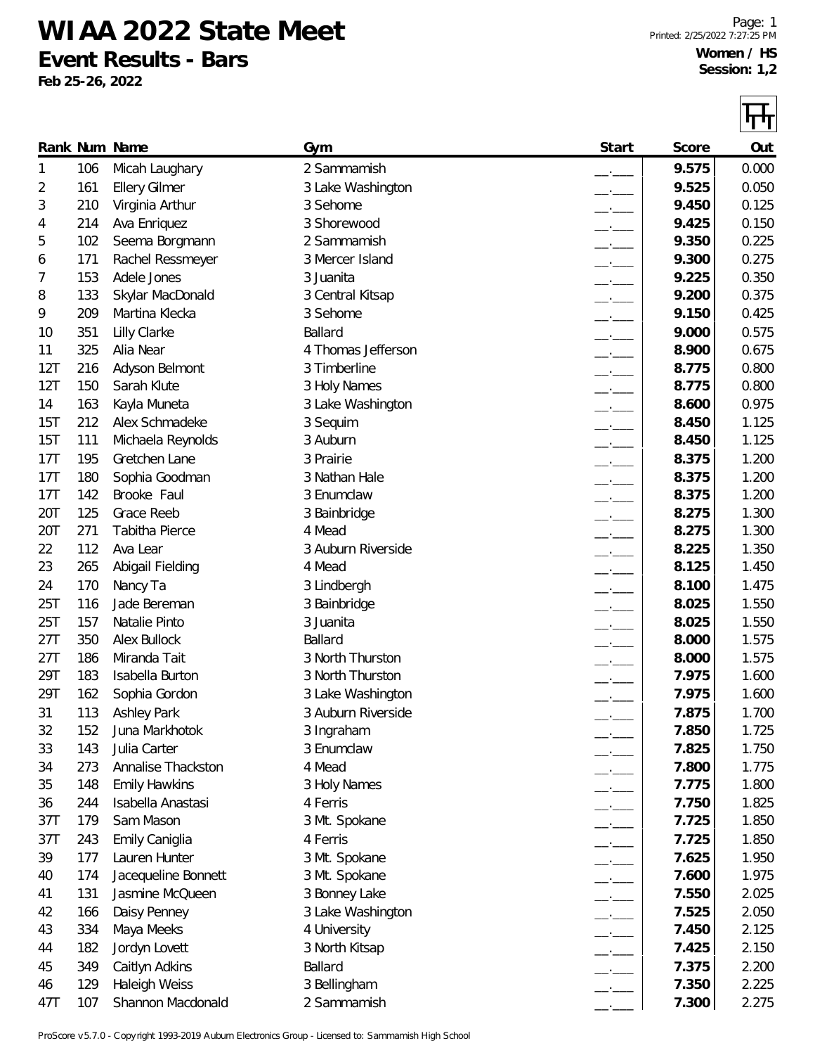# WIAA 2022 State Meet

## Event Results - Bars

**Feb 25-26, 2022**

**Women / HS**
**Session: 1,2**

| Rank | Num | Name | Gym | Start | Score | Out |
|---|---|---|---|---|---|---|
| 1 | 106 | Micah Laughary | 2 Sammamish | __.___ | **9.575** | 0.000 |
| 2 | 161 | Ellery Gilmer | 3 Lake Washington | __.___ | **9.525** | 0.050 |
| 3 | 210 | Virginia Arthur | 3 Sehome | __.___ | **9.450** | 0.125 |
| 4 | 214 | Ava Enriquez | 3 Shorewood | __.___ | **9.425** | 0.150 |
| 5 | 102 | Seema Borgmann | 2 Sammamish | __.___ | **9.350** | 0.225 |
| 6 | 171 | Rachel Ressmeyer | 3 Mercer Island | __.___ | **9.300** | 0.275 |
| 7 | 153 | Adele Jones | 3 Juanita | __.___ | **9.225** | 0.350 |
| 8 | 133 | Skylar MacDonald | 3 Central Kitsap | __.___ | **9.200** | 0.375 |
| 9 | 209 | Martina Klecka | 3 Sehome | __.___ | **9.150** | 0.425 |
| 10 | 351 | Lilly Clarke | Ballard | __.___ | **9.000** | 0.575 |
| 11 | 325 | Alia Near | 4 Thomas Jefferson | __.___ | **8.900** | 0.675 |
| 12T | 216 | Adyson Belmont | 3 Timberline | __.___ | **8.775** | 0.800 |
| 12T | 150 | Sarah Klute | 3 Holy Names | __.___ | **8.775** | 0.800 |
| 14 | 163 | Kayla Muneta | 3 Lake Washington | __.___ | **8.600** | 0.975 |
| 15T | 212 | Alex Schmadeke | 3 Sequim | __.___ | **8.450** | 1.125 |
| 15T | 111 | Michaela Reynolds | 3 Auburn | __.___ | **8.450** | 1.125 |
| 17T | 195 | Gretchen Lane | 3 Prairie | __.___ | **8.375** | 1.200 |
| 17T | 180 | Sophia Goodman | 3 Nathan Hale | __.___ | **8.375** | 1.200 |
| 17T | 142 | Brooke Faul | 3 Enumclaw | __.___ | **8.375** | 1.200 |
| 20T | 125 | Grace Reeb | 3 Bainbridge | __.___ | **8.275** | 1.300 |
| 20T | 271 | Tabitha Pierce | 4 Mead | __.___ | **8.275** | 1.300 |
| 22 | 112 | Ava Lear | 3 Auburn Riverside | __.___ | **8.225** | 1.350 |
| 23 | 265 | Abigail Fielding | 4 Mead | __.___ | **8.125** | 1.450 |
| 24 | 170 | Nancy Ta | 3 Lindbergh | __.___ | **8.100** | 1.475 |
| 25T | 116 | Jade Bereman | 3 Bainbridge | __.___ | **8.025** | 1.550 |
| 25T | 157 | Natalie Pinto | 3 Juanita | __.___ | **8.025** | 1.550 |
| 27T | 350 | Alex Bullock | Ballard | __.___ | **8.000** | 1.575 |
| 27T | 186 | Miranda Tait | 3 North Thurston | __.___ | **8.000** | 1.575 |
| 29T | 183 | Isabella Burton | 3 North Thurston | __.___ | **7.975** | 1.600 |
| 29T | 162 | Sophia Gordon | 3 Lake Washington | __.___ | **7.975** | 1.600 |
| 31 | 113 | Ashley Park | 3 Auburn Riverside | __.___ | **7.875** | 1.700 |
| 32 | 152 | Juna Markhotok | 3 Ingraham | __.___ | **7.850** | 1.725 |
| 33 | 143 | Julia Carter | 3 Enumclaw | __.___ | **7.825** | 1.750 |
| 34 | 273 | Annalise Thackston | 4 Mead | __.___ | **7.800** | 1.775 |
| 35 | 148 | Emily Hawkins | 3 Holy Names | __.___ | **7.775** | 1.800 |
| 36 | 244 | Isabella Anastasi | 4 Ferris | __.___ | **7.750** | 1.825 |
| 37T | 179 | Sam Mason | 3 Mt. Spokane | __.___ | **7.725** | 1.850 |
| 37T | 243 | Emily Caniglia | 4 Ferris | __.___ | **7.725** | 1.850 |
| 39 | 177 | Lauren Hunter | 3 Mt. Spokane | __.___ | **7.625** | 1.950 |
| 40 | 174 | Jacequeline Bonnett | 3 Mt. Spokane | __.___ | **7.600** | 1.975 |
| 41 | 131 | Jasmine McQueen | 3 Bonney Lake | __.___ | **7.550** | 2.025 |
| 42 | 166 | Daisy Penney | 3 Lake Washington | __.___ | **7.525** | 2.050 |
| 43 | 334 | Maya Meeks | 4 University | __.___ | **7.450** | 2.125 |
| 44 | 182 | Jordyn Lovett | 3 North Kitsap | __.___ | **7.425** | 2.150 |
| 45 | 349 | Caitlyn Adkins | Ballard | __.___ | **7.375** | 2.200 |
| 46 | 129 | Haleigh Weiss | 3 Bellingham | __.___ | **7.350** | 2.225 |
| 47T | 107 | Shannon Macdonald | 2 Sammamish | __.___ | **7.300** | 2.275 |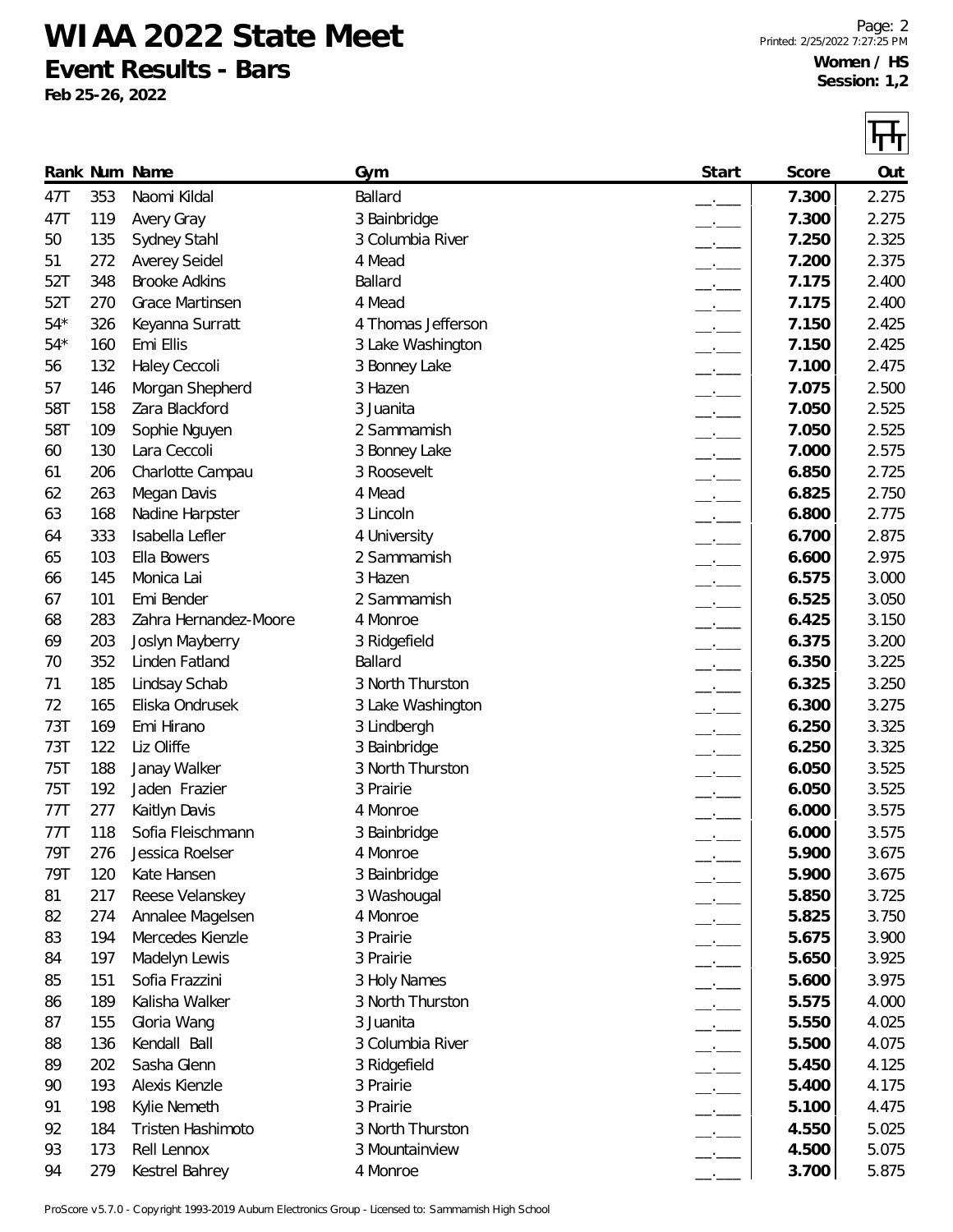# WIAA 2022 State Meet

## Event Results - Bars

**Feb 25-26, 2022**

**Women / HS**
**Session: 1,2**

| Rank | Num | Name | Gym | Start | Score | Out |
|---|---|---|---|---|---|---|
| 47T | 353 | Naomi Kildal | Ballard | __.___ | **7.300** | 2.275 |
| 47T | 119 | Avery Gray | 3 Bainbridge | __.___ | **7.300** | 2.275 |
| 50 | 135 | Sydney Stahl | 3 Columbia River | __.___ | **7.250** | 2.325 |
| 51 | 272 | Averey Seidel | 4 Mead | __.___ | **7.200** | 2.375 |
| 52T | 348 | Brooke Adkins | Ballard | __.___ | **7.175** | 2.400 |
| 52T | 270 | Grace Martinsen | 4 Mead | __.___ | **7.175** | 2.400 |
| 54* | 326 | Keyanna Surratt | 4 Thomas Jefferson | __.___ | **7.150** | 2.425 |
| 54* | 160 | Emi Ellis | 3 Lake Washington | __.___ | **7.150** | 2.425 |
| 56 | 132 | Haley Ceccoli | 3 Bonney Lake | __.___ | **7.100** | 2.475 |
| 57 | 146 | Morgan Shepherd | 3 Hazen | __.___ | **7.075** | 2.500 |
| 58T | 158 | Zara Blackford | 3 Juanita | __.___ | **7.050** | 2.525 |
| 58T | 109 | Sophie Nguyen | 2 Sammamish | __.___ | **7.050** | 2.525 |
| 60 | 130 | Lara Ceccoli | 3 Bonney Lake | __.___ | **7.000** | 2.575 |
| 61 | 206 | Charlotte Campau | 3 Roosevelt | __.___ | **6.850** | 2.725 |
| 62 | 263 | Megan Davis | 4 Mead | __.___ | **6.825** | 2.750 |
| 63 | 168 | Nadine Harpster | 3 Lincoln | __.___ | **6.800** | 2.775 |
| 64 | 333 | Isabella Lefler | 4 University | __.___ | **6.700** | 2.875 |
| 65 | 103 | Ella Bowers | 2 Sammamish | __.___ | **6.600** | 2.975 |
| 66 | 145 | Monica Lai | 3 Hazen | __.___ | **6.575** | 3.000 |
| 67 | 101 | Emi Bender | 2 Sammamish | __.___ | **6.525** | 3.050 |
| 68 | 283 | Zahra Hernandez-Moore | 4 Monroe | __.___ | **6.425** | 3.150 |
| 69 | 203 | Joslyn Mayberry | 3 Ridgefield | __.___ | **6.375** | 3.200 |
| 70 | 352 | Linden Fatland | Ballard | __.___ | **6.350** | 3.225 |
| 71 | 185 | Lindsay Schab | 3 North Thurston | __.___ | **6.325** | 3.250 |
| 72 | 165 | Eliska Ondrusek | 3 Lake Washington | __.___ | **6.300** | 3.275 |
| 73T | 169 | Emi Hirano | 3 Lindbergh | __.___ | **6.250** | 3.325 |
| 73T | 122 | Liz Oliffe | 3 Bainbridge | __.___ | **6.250** | 3.325 |
| 75T | 188 | Janay Walker | 3 North Thurston | __.___ | **6.050** | 3.525 |
| 75T | 192 | Jaden Frazier | 3 Prairie | __.___ | **6.050** | 3.525 |
| 77T | 277 | Kaitlyn Davis | 4 Monroe | __.___ | **6.000** | 3.575 |
| 77T | 118 | Sofia Fleischmann | 3 Bainbridge | __.___ | **6.000** | 3.575 |
| 79T | 276 | Jessica Roelser | 4 Monroe | __.___ | **5.900** | 3.675 |
| 79T | 120 | Kate Hansen | 3 Bainbridge | __.___ | **5.900** | 3.675 |
| 81 | 217 | Reese Velanskey | 3 Washougal | __.___ | **5.850** | 3.725 |
| 82 | 274 | Annalee Magelsen | 4 Monroe | __.___ | **5.825** | 3.750 |
| 83 | 194 | Mercedes Kienzle | 3 Prairie | __.___ | **5.675** | 3.900 |
| 84 | 197 | Madelyn Lewis | 3 Prairie | __.___ | **5.650** | 3.925 |
| 85 | 151 | Sofia Frazzini | 3 Holy Names | __.___ | **5.600** | 3.975 |
| 86 | 189 | Kalisha Walker | 3 North Thurston | __.___ | **5.575** | 4.000 |
| 87 | 155 | Gloria Wang | 3 Juanita | __.___ | **5.550** | 4.025 |
| 88 | 136 | Kendall Ball | 3 Columbia River | __.___ | **5.500** | 4.075 |
| 89 | 202 | Sasha Glenn | 3 Ridgefield | __.___ | **5.450** | 4.125 |
| 90 | 193 | Alexis Kienzle | 3 Prairie | __.___ | **5.400** | 4.175 |
| 91 | 198 | Kylie Nemeth | 3 Prairie | __.___ | **5.100** | 4.475 |
| 92 | 184 | Tristen Hashimoto | 3 North Thurston | __.___ | **4.550** | 5.025 |
| 93 | 173 | Rell Lennox | 3 Mountainview | __.___ | **4.500** | 5.075 |
| 94 | 279 | Kestrel Bahrey | 4 Monroe | __.___ | **3.700** | 5.875 |

ProScore v5.7.0 - Copyright 1993-2019 Auburn Electronics Group - Licensed to: Sammamish High School